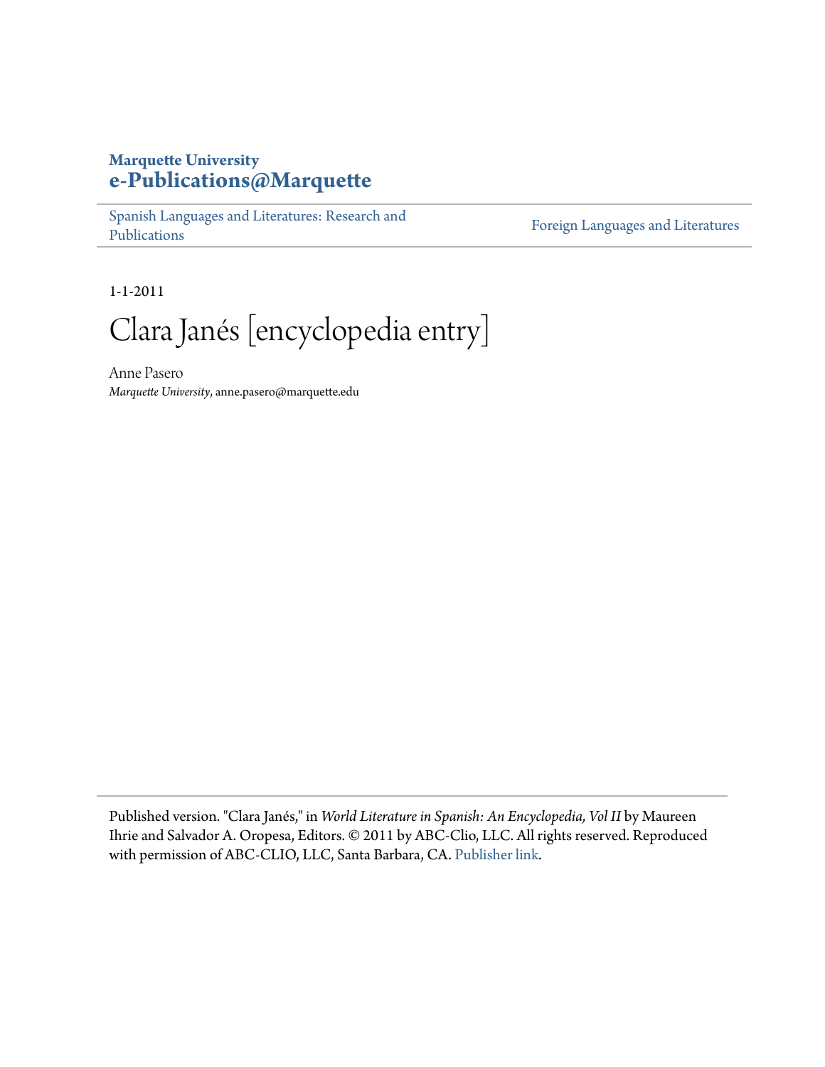Marquette University
**e-Publications@Marquette**

Spanish Languages and Literatures: Research and Publications | Foreign Languages and Literatures

1-1-2011

# Clara Janés [encyclopedia entry]

Anne Pasero
*Marquette University*, anne.pasero@marquette.edu

Published version. "Clara Janés," in *World Literature in Spanish: An Encyclopedia, Vol II* by Maureen Ihrie and Salvador A. Oropesa, Editors. © 2011 by ABC-Clio, LLC. All rights reserved. Reproduced with permission of ABC-CLIO, LLC, Santa Barbara, CA. Publisher link.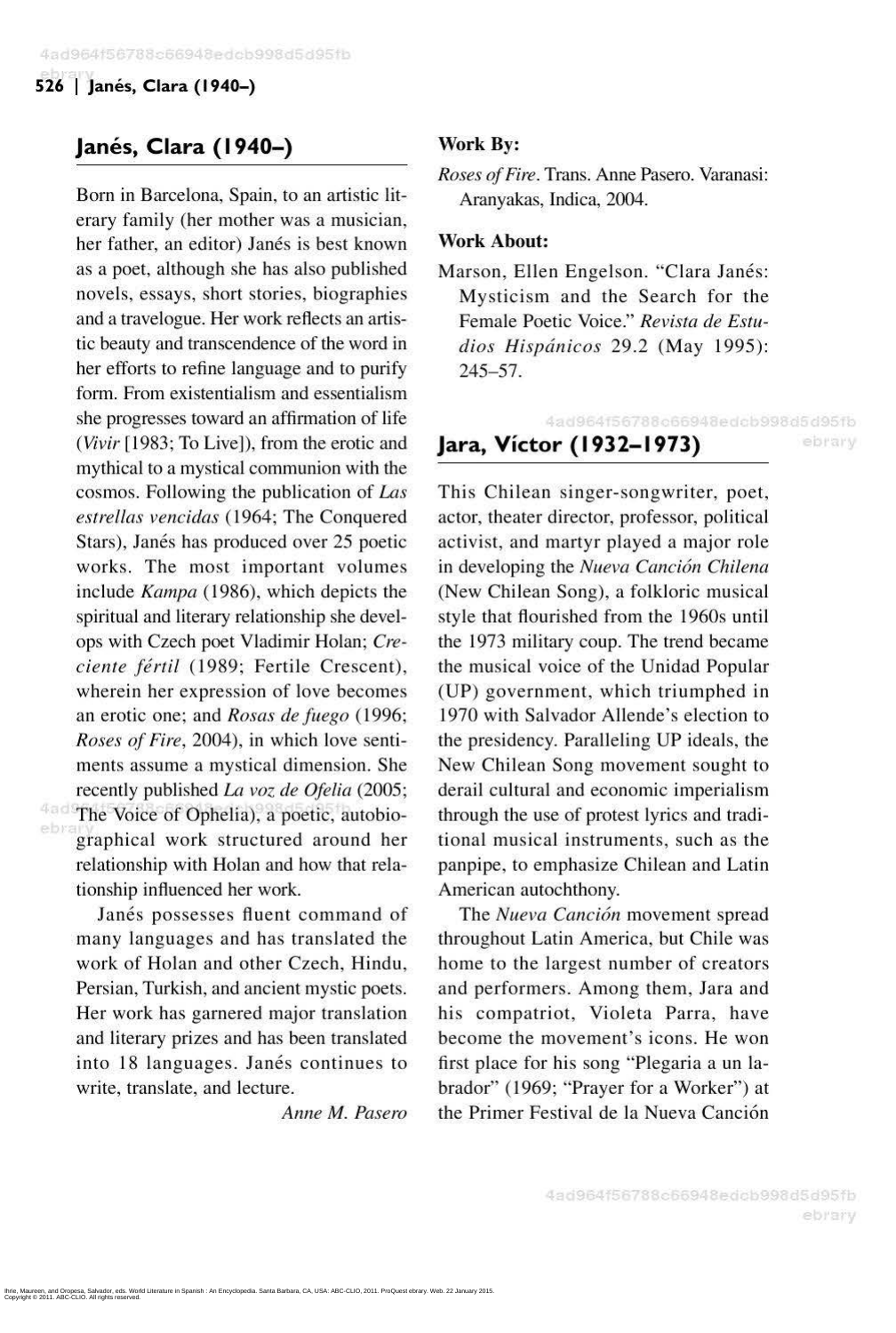## Janés, Clara (1940–)

Born in Barcelona, Spain, to an artistic literary family (her mother was a musician, her father, an editor) Janés is best known as a poet, although she has also published novels, essays, short stories, biographies and a travelogue. Her work reflects an artistic beauty and transcendence of the word in her efforts to refine language and to purify form. From existentialism and essentialism she progresses toward an affirmation of life (*Vivir* [1983; To Live]), from the erotic and mythical to a mystical communion with the cosmos. Following the publication of *Las estrellas vencidas* (1964; The Conquered Stars), Janés has produced over 25 poetic works. The most important volumes include *Kampa* (1986), which depicts the spiritual and literary relationship she develops with Czech poet Vladimir Holan; *Creciente fértil* (1989; Fertile Crescent), wherein her expression of love becomes an erotic one; and *Rosas de fuego* (1996; *Roses of Fire*, 2004), in which love sentiments assume a mystical dimension. She recently published *La voz de Ofelia* (2005; The Voice of Ophelia), a poetic, autobiographical work structured around her relationship with Holan and how that relationship influenced her work.

Janés possesses fluent command of many languages and has translated the work of Holan and other Czech, Hindu, Persian, Turkish, and ancient mystic poets. Her work has garnered major translation and literary prizes and has been translated into 18 languages. Janés continues to write, translate, and lecture.

*Anne M. Pasero*

**Work By:**

*Roses of Fire*. Trans. Anne Pasero. Varanasi: Aranyakas, Indica, 2004.

**Work About:**

Marson, Ellen Engelson. "Clara Janés: Mysticism and the Search for the Female Poetic Voice." *Revista de Estudios Hispánicos* 29.2 (May 1995): 245–57.

## Jara, Víctor (1932–1973)

This Chilean singer-songwriter, poet, actor, theater director, professor, political activist, and martyr played a major role in developing the *Nueva Canción Chilena* (New Chilean Song), a folkloric musical style that flourished from the 1960s until the 1973 military coup. The trend became the musical voice of the Unidad Popular (UP) government, which triumphed in 1970 with Salvador Allende's election to the presidency. Paralleling UP ideals, the New Chilean Song movement sought to derail cultural and economic imperialism through the use of protest lyrics and traditional musical instruments, such as the panpipe, to emphasize Chilean and Latin American autochthony.

The *Nueva Canción* movement spread throughout Latin America, but Chile was home to the largest number of creators and performers. Among them, Jara and his compatriot, Violeta Parra, have become the movement's icons. He won first place for his song "Plegaria a un labrador" (1969; "Prayer for a Worker") at the Primer Festival de la Nueva Canción